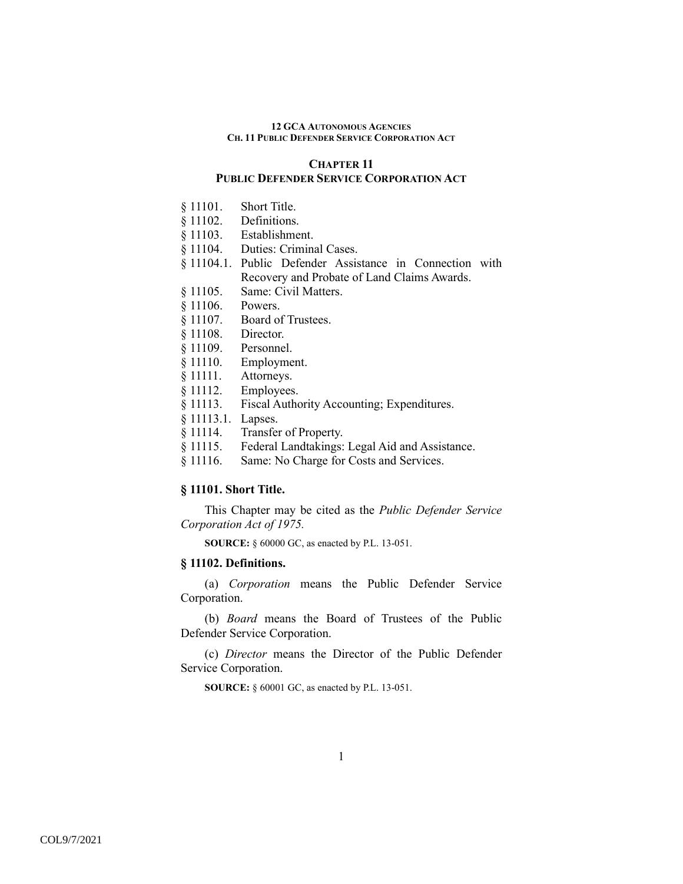# CHAPTER 11
# PUBLIC DEFENDER SERVICE CORPORATION ACT

§ 11101. Short Title.
§ 11102. Definitions.
§ 11103. Establishment.
§ 11104. Duties: Criminal Cases.
§ 11104.1. Public Defender Assistance in Connection with Recovery and Probate of Land Claims Awards.
§ 11105. Same: Civil Matters.
§ 11106. Powers.
§ 11107. Board of Trustees.
§ 11108. Director.
§ 11109. Personnel.
§ 11110. Employment.
§ 11111. Attorneys.
§ 11112. Employees.
§ 11113. Fiscal Authority Accounting; Expenditures.
§ 11113.1. Lapses.
§ 11114. Transfer of Property.
§ 11115. Federal Landtakings: Legal Aid and Assistance.
§ 11116. Same: No Charge for Costs and Services.

### § 11101. Short Title.

This Chapter may be cited as the *Public Defender Service Corporation Act of 1975.*

**SOURCE:** § 60000 GC, as enacted by P.L. 13-051.

### § 11102. Definitions.

(a) *Corporation* means the Public Defender Service Corporation.

(b) *Board* means the Board of Trustees of the Public Defender Service Corporation.

(c) *Director* means the Director of the Public Defender Service Corporation.

**SOURCE:** § 60001 GC, as enacted by P.L. 13-051.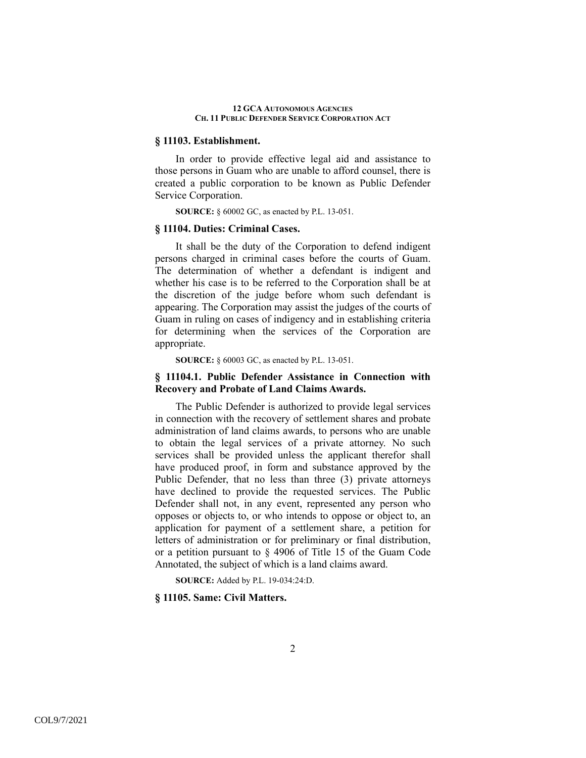### § 11103. Establishment.

In order to provide effective legal aid and assistance to those persons in Guam who are unable to afford counsel, there is created a public corporation to be known as Public Defender Service Corporation.

**SOURCE:** § 60002 GC, as enacted by P.L. 13-051.

### § 11104. Duties: Criminal Cases.

It shall be the duty of the Corporation to defend indigent persons charged in criminal cases before the courts of Guam. The determination of whether a defendant is indigent and whether his case is to be referred to the Corporation shall be at the discretion of the judge before whom such defendant is appearing. The Corporation may assist the judges of the courts of Guam in ruling on cases of indigency and in establishing criteria for determining when the services of the Corporation are appropriate.

**SOURCE:** § 60003 GC, as enacted by P.L. 13-051.

### § 11104.1. Public Defender Assistance in Connection with Recovery and Probate of Land Claims Awards.

The Public Defender is authorized to provide legal services in connection with the recovery of settlement shares and probate administration of land claims awards, to persons who are unable to obtain the legal services of a private attorney. No such services shall be provided unless the applicant therefor shall have produced proof, in form and substance approved by the Public Defender, that no less than three (3) private attorneys have declined to provide the requested services. The Public Defender shall not, in any event, represented any person who opposes or objects to, or who intends to oppose or object to, an application for payment of a settlement share, a petition for letters of administration or for preliminary or final distribution, or a petition pursuant to § 4906 of Title 15 of the Guam Code Annotated, the subject of which is a land claims award.

**SOURCE:** Added by P.L. 19-034:24:D.

### § 11105. Same: Civil Matters.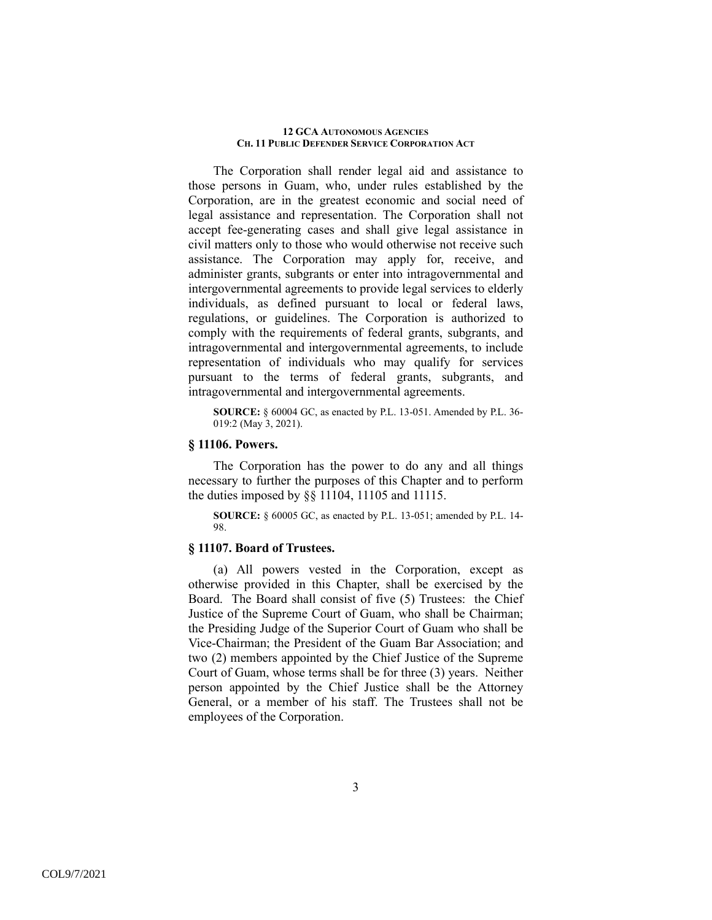The Corporation shall render legal aid and assistance to those persons in Guam, who, under rules established by the Corporation, are in the greatest economic and social need of legal assistance and representation. The Corporation shall not accept fee-generating cases and shall give legal assistance in civil matters only to those who would otherwise not receive such assistance. The Corporation may apply for, receive, and administer grants, subgrants or enter into intragovernmental and intergovernmental agreements to provide legal services to elderly individuals, as defined pursuant to local or federal laws, regulations, or guidelines. The Corporation is authorized to comply with the requirements of federal grants, subgrants, and intragovernmental and intergovernmental agreements, to include representation of individuals who may qualify for services pursuant to the terms of federal grants, subgrants, and intragovernmental and intergovernmental agreements.

**SOURCE:** § 60004 GC, as enacted by P.L. 13-051. Amended by P.L. 36-019:2 (May 3, 2021).

### § 11106. Powers.

The Corporation has the power to do any and all things necessary to further the purposes of this Chapter and to perform the duties imposed by §§ 11104, 11105 and 11115.

**SOURCE:** § 60005 GC, as enacted by P.L. 13-051; amended by P.L. 14-98.

### § 11107. Board of Trustees.

(a) All powers vested in the Corporation, except as otherwise provided in this Chapter, shall be exercised by the Board. The Board shall consist of five (5) Trustees: the Chief Justice of the Supreme Court of Guam, who shall be Chairman; the Presiding Judge of the Superior Court of Guam who shall be Vice-Chairman; the President of the Guam Bar Association; and two (2) members appointed by the Chief Justice of the Supreme Court of Guam, whose terms shall be for three (3) years. Neither person appointed by the Chief Justice shall be the Attorney General, or a member of his staff. The Trustees shall not be employees of the Corporation.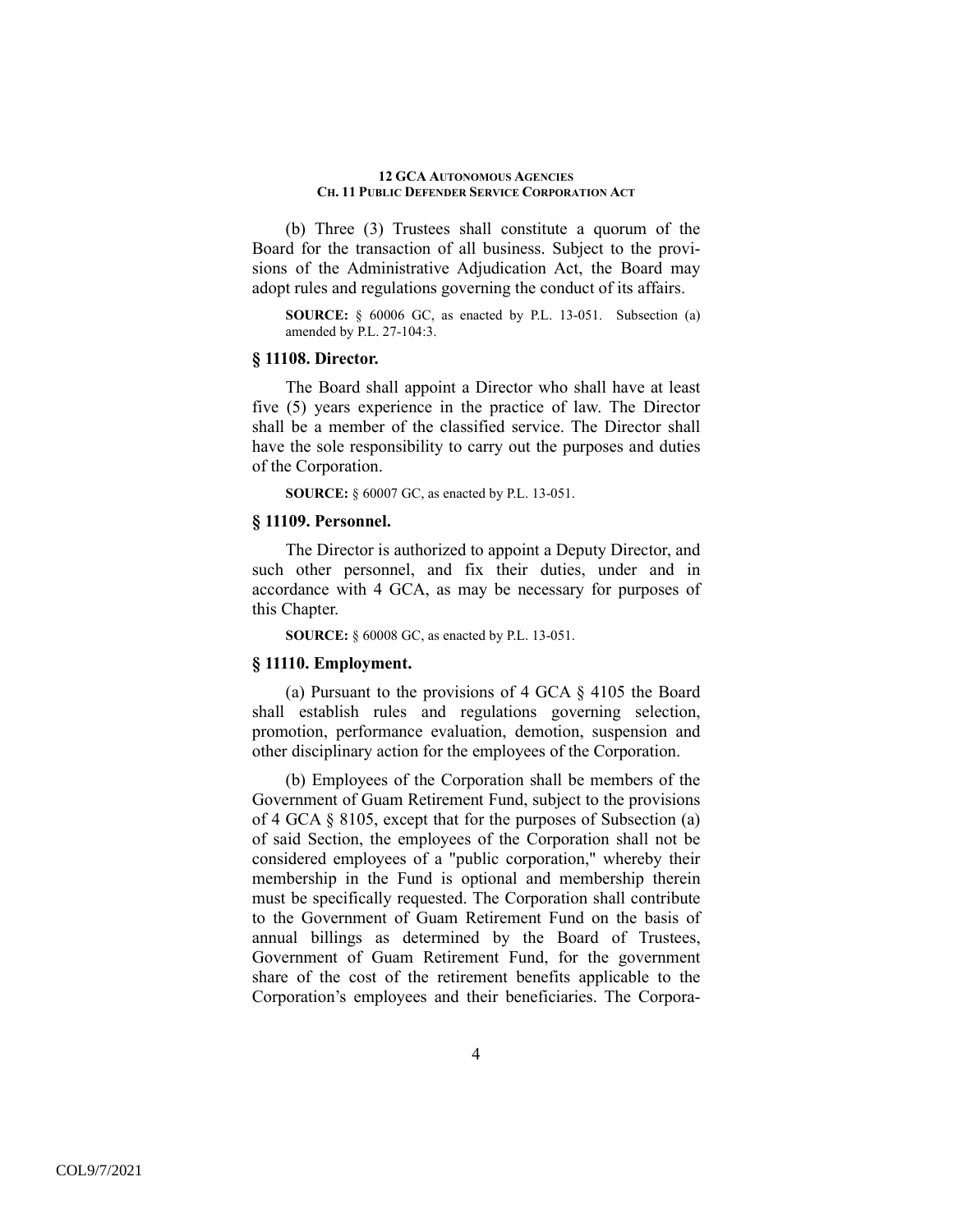(b) Three (3) Trustees shall constitute a quorum of the Board for the transaction of all business. Subject to the provisions of the Administrative Adjudication Act, the Board may adopt rules and regulations governing the conduct of its affairs.

**SOURCE:** § 60006 GC, as enacted by P.L. 13-051. Subsection (a) amended by P.L. 27-104:3.

### § 11108. Director.

The Board shall appoint a Director who shall have at least five (5) years experience in the practice of law. The Director shall be a member of the classified service. The Director shall have the sole responsibility to carry out the purposes and duties of the Corporation.

**SOURCE:** § 60007 GC, as enacted by P.L. 13-051.

### § 11109. Personnel.

The Director is authorized to appoint a Deputy Director, and such other personnel, and fix their duties, under and in accordance with 4 GCA, as may be necessary for purposes of this Chapter.

**SOURCE:** § 60008 GC, as enacted by P.L. 13-051.

### § 11110. Employment.

(a) Pursuant to the provisions of 4 GCA § 4105 the Board shall establish rules and regulations governing selection, promotion, performance evaluation, demotion, suspension and other disciplinary action for the employees of the Corporation.

(b) Employees of the Corporation shall be members of the Government of Guam Retirement Fund, subject to the provisions of 4 GCA § 8105, except that for the purposes of Subsection (a) of said Section, the employees of the Corporation shall not be considered employees of a "public corporation," whereby their membership in the Fund is optional and membership therein must be specifically requested. The Corporation shall contribute to the Government of Guam Retirement Fund on the basis of annual billings as determined by the Board of Trustees, Government of Guam Retirement Fund, for the government share of the cost of the retirement benefits applicable to the Corporation's employees and their beneficiaries. The Corpora-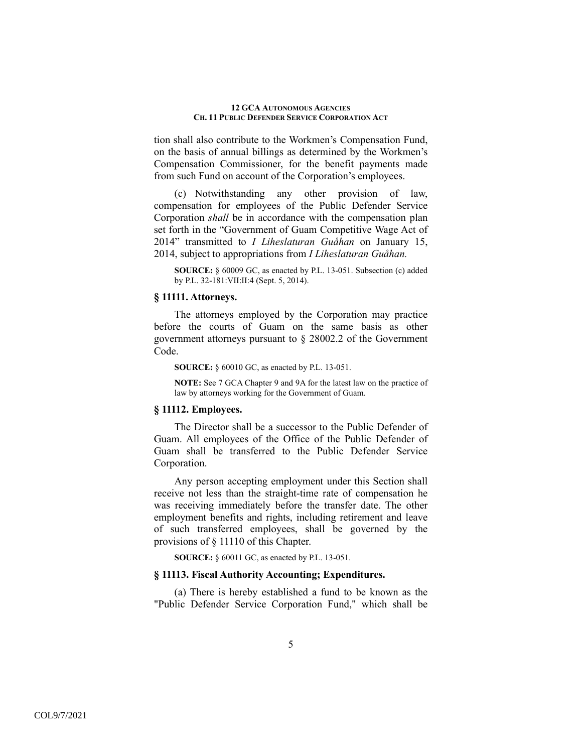tion shall also contribute to the Workmen's Compensation Fund, on the basis of annual billings as determined by the Workmen's Compensation Commissioner, for the benefit payments made from such Fund on account of the Corporation's employees.

(c) Notwithstanding any other provision of law, compensation for employees of the Public Defender Service Corporation *shall* be in accordance with the compensation plan set forth in the "Government of Guam Competitive Wage Act of 2014" transmitted to *I Liheslaturan Guåhan* on January 15, 2014, subject to appropriations from *I Liheslaturan Guåhan.*

**SOURCE:** § 60009 GC, as enacted by P.L. 13-051. Subsection (c) added by P.L. 32-181:VII:II:4 (Sept. 5, 2014).

### § 11111. Attorneys.

The attorneys employed by the Corporation may practice before the courts of Guam on the same basis as other government attorneys pursuant to § 28002.2 of the Government Code.

**SOURCE:** § 60010 GC, as enacted by P.L. 13-051.

**NOTE:** See 7 GCA Chapter 9 and 9A for the latest law on the practice of law by attorneys working for the Government of Guam.

### § 11112. Employees.

The Director shall be a successor to the Public Defender of Guam. All employees of the Office of the Public Defender of Guam shall be transferred to the Public Defender Service Corporation.

Any person accepting employment under this Section shall receive not less than the straight-time rate of compensation he was receiving immediately before the transfer date. The other employment benefits and rights, including retirement and leave of such transferred employees, shall be governed by the provisions of § 11110 of this Chapter.

**SOURCE:** § 60011 GC, as enacted by P.L. 13-051.

### § 11113. Fiscal Authority Accounting; Expenditures.

(a) There is hereby established a fund to be known as the "Public Defender Service Corporation Fund," which shall be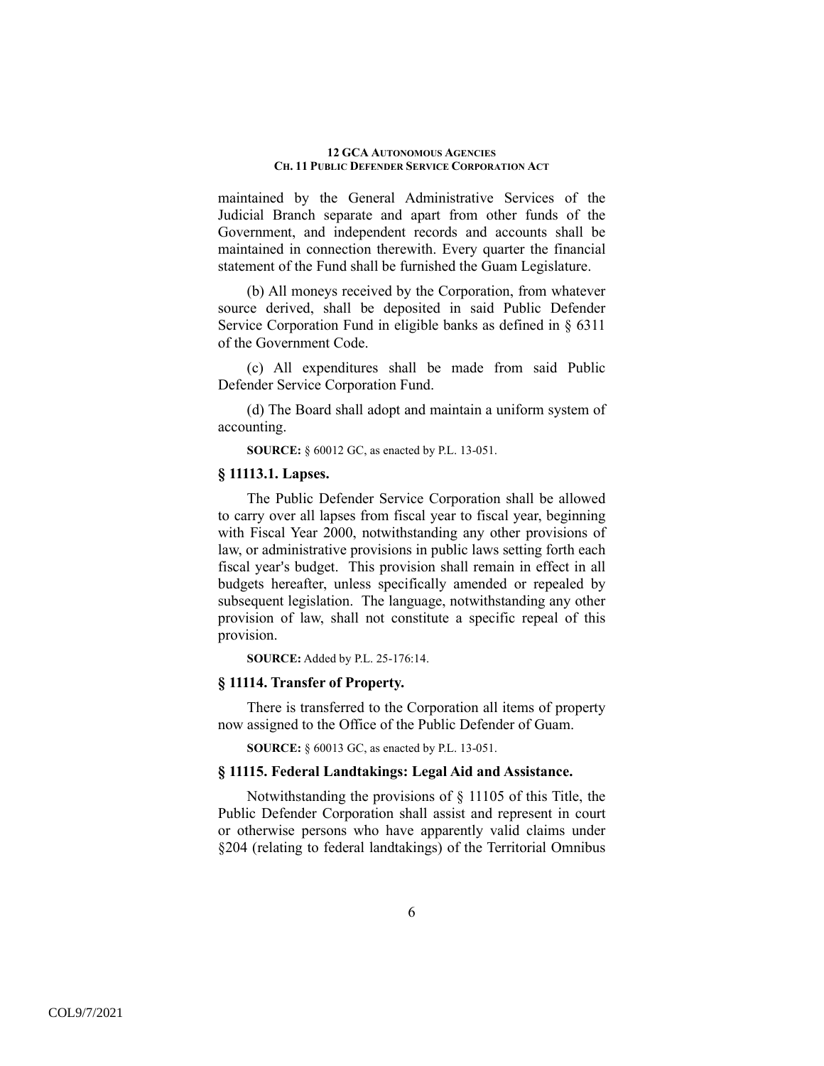maintained by the General Administrative Services of the Judicial Branch separate and apart from other funds of the Government, and independent records and accounts shall be maintained in connection therewith. Every quarter the financial statement of the Fund shall be furnished the Guam Legislature.

(b) All moneys received by the Corporation, from whatever source derived, shall be deposited in said Public Defender Service Corporation Fund in eligible banks as defined in § 6311 of the Government Code.

(c) All expenditures shall be made from said Public Defender Service Corporation Fund.

(d) The Board shall adopt and maintain a uniform system of accounting.

**SOURCE:** § 60012 GC, as enacted by P.L. 13-051.

### § 11113.1. Lapses.

The Public Defender Service Corporation shall be allowed to carry over all lapses from fiscal year to fiscal year, beginning with Fiscal Year 2000, notwithstanding any other provisions of law, or administrative provisions in public laws setting forth each fiscal year's budget. This provision shall remain in effect in all budgets hereafter, unless specifically amended or repealed by subsequent legislation. The language, notwithstanding any other provision of law, shall not constitute a specific repeal of this provision.

**SOURCE:** Added by P.L. 25-176:14.

### § 11114. Transfer of Property.

There is transferred to the Corporation all items of property now assigned to the Office of the Public Defender of Guam.

**SOURCE:** § 60013 GC, as enacted by P.L. 13-051.

### § 11115. Federal Landtakings: Legal Aid and Assistance.

Notwithstanding the provisions of § 11105 of this Title, the Public Defender Corporation shall assist and represent in court or otherwise persons who have apparently valid claims under §204 (relating to federal landtakings) of the Territorial Omnibus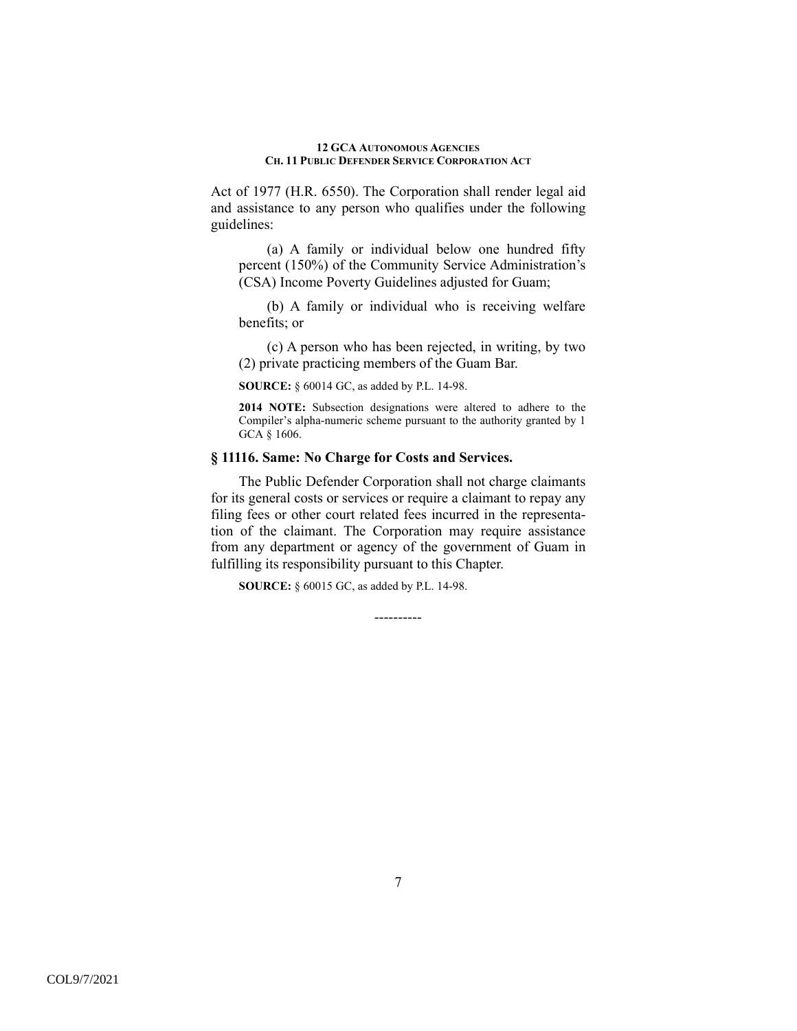Act of 1977 (H.R. 6550). The Corporation shall render legal aid and assistance to any person who qualifies under the following guidelines:

(a) A family or individual below one hundred fifty percent (150%) of the Community Service Administration's (CSA) Income Poverty Guidelines adjusted for Guam;

(b) A family or individual who is receiving welfare benefits; or

(c) A person who has been rejected, in writing, by two (2) private practicing members of the Guam Bar.

**SOURCE:** § 60014 GC, as added by P.L. 14-98.

**2014 NOTE:** Subsection designations were altered to adhere to the Compiler's alpha-numeric scheme pursuant to the authority granted by 1 GCA § 1606.

### § 11116. Same: No Charge for Costs and Services.

The Public Defender Corporation shall not charge claimants for its general costs or services or require a claimant to repay any filing fees or other court related fees incurred in the representation of the claimant. The Corporation may require assistance from any department or agency of the government of Guam in fulfilling its responsibility pursuant to this Chapter.

**SOURCE:** § 60015 GC, as added by P.L. 14-98.

----------